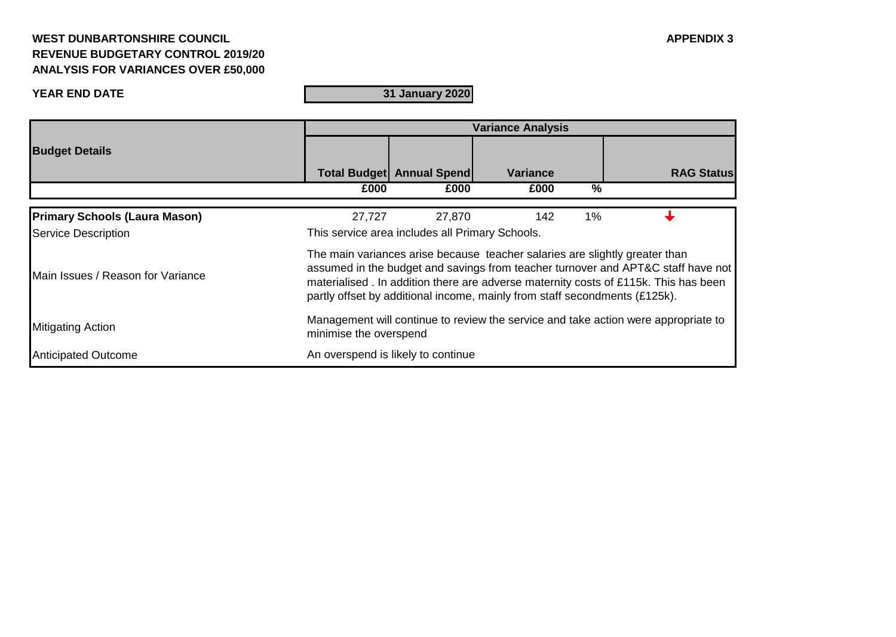**WEST DUNBARTONSHIRE COUNCIL**
**REVENUE BUDGETARY CONTROL 2019/20**
**ANALYSIS FOR VARIANCES OVER £50,000**

**APPENDIX 3**

**YEAR END DATE** | **31 January 2020**

| **Budget Details** | **Variance Analysis** | | | | |
|---|---|---|---|---|---|
| | **Total Budget** | **Annual Spend** | **Variance** | | **RAG Status** |
| | **£000** | **£000** | **£000** | **%** | |
| **Primary Schools (Laura Mason)** | 27,727 | 27,870 | 142 | 1% | ↓ |
| Service Description | This service area includes all Primary Schools. | | | | |
| Main Issues / Reason for Variance | The main variances arise because teacher salaries are slightly greater than assumed in the budget and savings from teacher turnover and APT&C staff have not materialised . In addition there are adverse maternity costs of £115k. This has been partly offset by additional income, mainly from staff secondments (£125k). | | | | |
| Mitigating Action | Management will continue to review the service and take action were appropriate to minimise the overspend | | | | |
| Anticipated Outcome | An overspend is likely to continue | | | | |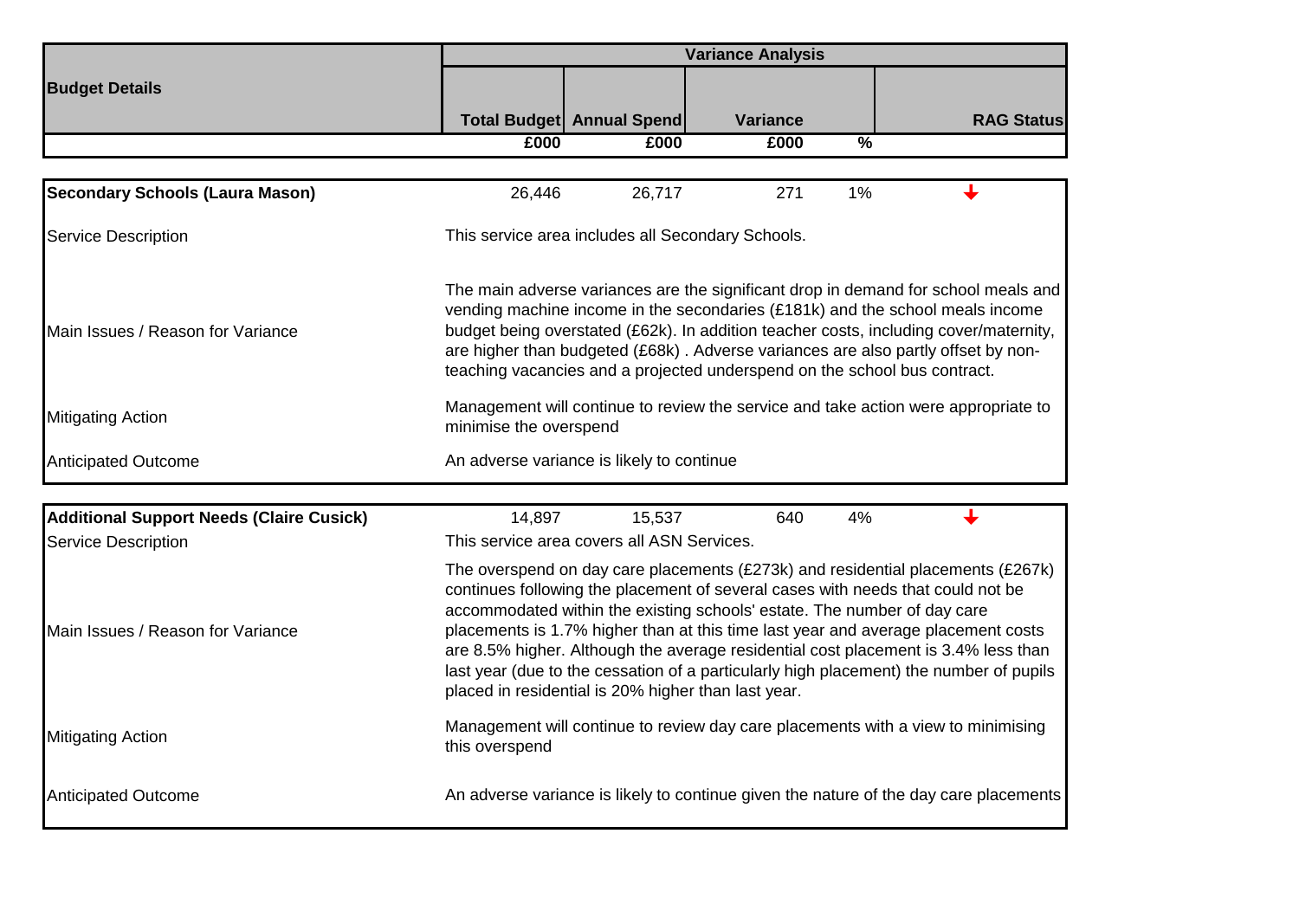| Budget Details | Variance Analysis | | | | |
|---|---|---|---|---|---|
| | Total Budget | Annual Spend | Variance | | RAG Status |
| | £000 | £000 | £000 | % | |
| **Secondary Schools (Laura Mason)** | 26,446 | 26,717 | 271 | 1% | ↓ |
| Service Description | This service area includes all Secondary Schools. | | | | |
| Main Issues / Reason for Variance | The main adverse variances are the significant drop in demand for school meals and vending machine income in the secondaries (£181k) and the school meals income budget being overstated (£62k). In addition teacher costs, including cover/maternity, are higher than budgeted (£68k) . Adverse variances are also partly offset by non-teaching vacancies and a projected underspend on the school bus contract. | | | | |
| Mitigating Action | Management will continue to review the service and take action were appropriate to minimise the overspend | | | | |
| Anticipated Outcome | An adverse variance is likely to continue | | | | |
| **Additional Support Needs (Claire Cusick)** | 14,897 | 15,537 | 640 | 4% | ↓ |
| Service Description | This service area covers all ASN Services. | | | | |
| Main Issues / Reason for Variance | The overspend on day care placements (£273k) and residential placements (£267k) continues following the placement of several cases with needs that could not be accommodated within the existing schools' estate. The number of day care placements is 1.7% higher than at this time last year and average placement costs are 8.5% higher. Although the average residential cost placement is 3.4% less than last year (due to the cessation of a particularly high placement) the number of pupils placed in residential is 20% higher than last year. | | | | |
| Mitigating Action | Management will continue to review day care placements with a view to minimising this overspend | | | | |
| Anticipated Outcome | An adverse variance is likely to continue given the nature of the day care placements | | | | |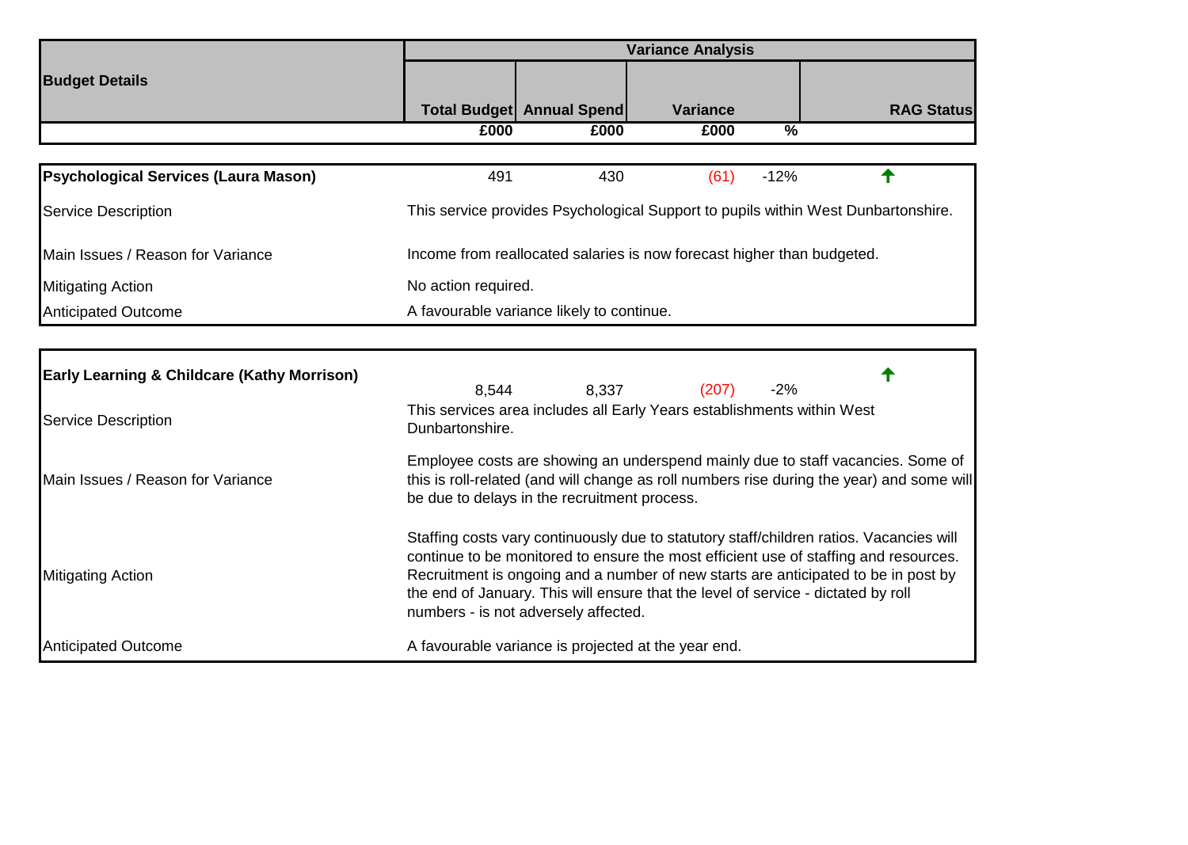| Budget Details | Total Budget | Annual Spend | Variance | | RAG Status |
|---|---|---|---|---|---|
| | £000 | £000 | £000 | % | |

| **Psychological Services (Laura Mason)** | 491 | 430 | (61) | -12% | ↑ |
|---|---|---|---|---|---|
| Service Description | This service provides Psychological Support to pupils within West Dunbartonshire. | | | | |
| Main Issues / Reason for Variance | Income from reallocated salaries is now forecast higher than budgeted. | | | | |
| Mitigating Action | No action required. | | | | |
| Anticipated Outcome | A favourable variance likely to continue. | | | | |

| **Early Learning & Childcare (Kathy Morrison)** | 8,544 | 8,337 | (207) | -2% | ↑ |
|---|---|---|---|---|---|
| Service Description | This services area includes all Early Years establishments within West Dunbartonshire. | | | | |
| Main Issues / Reason for Variance | Employee costs are showing an underspend mainly due to staff vacancies. Some of this is roll-related (and will change as roll numbers rise during the year) and some will be due to delays in the recruitment process. | | | | |
| Mitigating Action | Staffing costs vary continuously due to statutory staff/children ratios. Vacancies will continue to be monitored to ensure the most efficient use of staffing and resources. Recruitment is ongoing and a number of new starts are anticipated to be in post by the end of January. This will ensure that the level of service - dictated by roll numbers - is not adversely affected. | | | | |
| Anticipated Outcome | A favourable variance is projected at the year end. | | | | |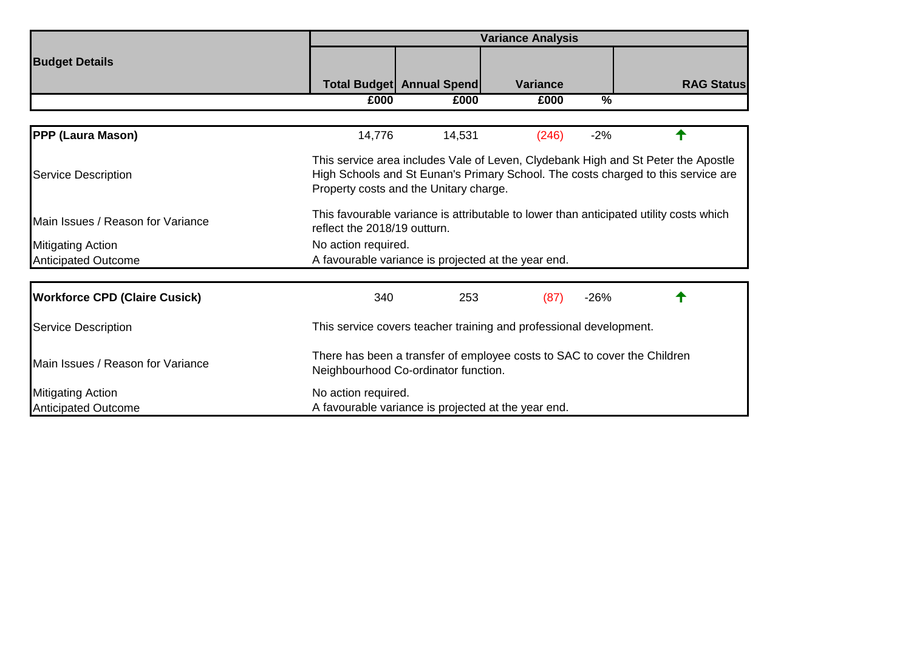| Budget Details | Variance Analysis | | | | |
|---|---|---|---|---|---|
| | Total Budget | Annual Spend | Variance | | RAG Status |
| | £000 | £000 | £000 | % | |

| **PPP (Laura Mason)** | 14,776 | 14,531 | (246) | -2% | ↑ |
|---|---|---|---|---|---|
| Service Description | This service area includes Vale of Leven, Clydebank High and St Peter the Apostle High Schools and St Eunan's Primary School. The costs charged to this service are Property costs and the Unitary charge. | | | | |
| Main Issues / Reason for Variance | This favourable variance is attributable to lower than anticipated utility costs which reflect the 2018/19 outturn. | | | | |
| Mitigating Action | No action required. | | | | |
| Anticipated Outcome | A favourable variance is projected at the year end. | | | | |

| **Workforce CPD (Claire Cusick)** | 340 | 253 | (87) | -26% | ↑ |
|---|---|---|---|---|---|
| Service Description | This service covers teacher training and professional development. | | | | |
| Main Issues / Reason for Variance | There has been a transfer of employee costs to SAC to cover the Children Neighbourhood Co-ordinator function. | | | | |
| Mitigating Action | No action required. | | | | |
| Anticipated Outcome | A favourable variance is projected at the year end. | | | | |